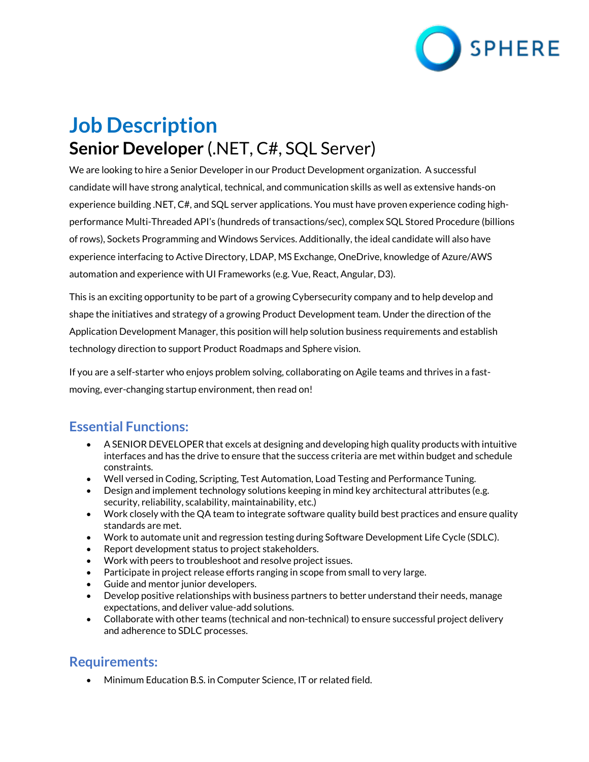# Job Description

## **Senior Developer** (.NET, C#, SQL Server)

We are looking to hire a Senior Developer in our Product Development organization. A successful candidate will have strong analytical, technical, and communication skills as well as extensive hands-on experience building .NET, C#, and SQL server applications. You must have proven experience coding high-performance Multi-Threaded API's (hundreds of transactions/sec), complex SQL Stored Procedure (billions of rows), Sockets Programming and Windows Services. Additionally, the ideal candidate will also have experience interfacing to Active Directory, LDAP, MS Exchange, OneDrive, knowledge of Azure/AWS automation and experience with UI Frameworks (e.g. Vue, React, Angular, D3).

This is an exciting opportunity to be part of a growing Cybersecurity company and to help develop and shape the initiatives and strategy of a growing Product Development team. Under the direction of the Application Development Manager, this position will help solution business requirements and establish technology direction to support Product Roadmaps and Sphere vision.

If you are a self-starter who enjoys problem solving, collaborating on Agile teams and thrives in a fast-moving, ever-changing startup environment, then read on!

### Essential Functions:

- A SENIOR DEVELOPER that excels at designing and developing high quality products with intuitive interfaces and has the drive to ensure that the success criteria are met within budget and schedule constraints.
- Well versed in Coding, Scripting, Test Automation, Load Testing and Performance Tuning.
- Design and implement technology solutions keeping in mind key architectural attributes (e.g. security, reliability, scalability, maintainability, etc.)
- Work closely with the QA team to integrate software quality build best practices and ensure quality standards are met.
- Work to automate unit and regression testing during Software Development Life Cycle (SDLC).
- Report development status to project stakeholders.
- Work with peers to troubleshoot and resolve project issues.
- Participate in project release efforts ranging in scope from small to very large.
- Guide and mentor junior developers.
- Develop positive relationships with business partners to better understand their needs, manage expectations, and deliver value-add solutions.
- Collaborate with other teams (technical and non-technical) to ensure successful project delivery and adherence to SDLC processes.

### Requirements:

- Minimum Education B.S. in Computer Science, IT or related field.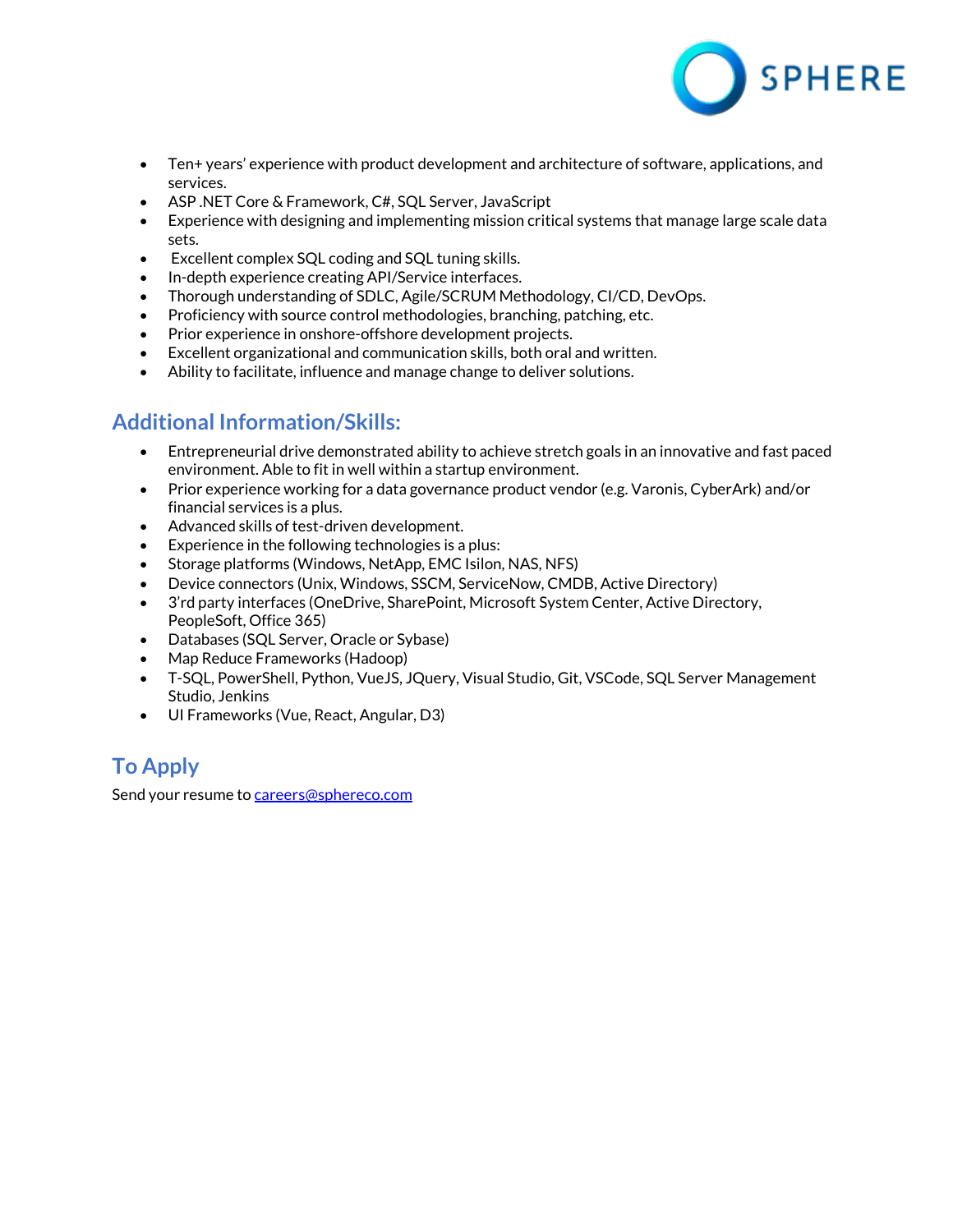- Ten+ years' experience with product development and architecture of software, applications, and services.
- ASP .NET Core & Framework, C#, SQL Server, JavaScript
- Experience with designing and implementing mission critical systems that manage large scale data sets.
- Excellent complex SQL coding and SQL tuning skills.
- In-depth experience creating API/Service interfaces.
- Thorough understanding of SDLC, Agile/SCRUM Methodology, CI/CD, DevOps.
- Proficiency with source control methodologies, branching, patching, etc.
- Prior experience in onshore-offshore development projects.
- Excellent organizational and communication skills, both oral and written.
- Ability to facilitate, influence and manage change to deliver solutions.

## Additional Information/Skills:

- Entrepreneurial drive demonstrated ability to achieve stretch goals in an innovative and fast paced environment. Able to fit in well within a startup environment.
- Prior experience working for a data governance product vendor (e.g. Varonis, CyberArk) and/or financial services is a plus.
- Advanced skills of test-driven development.
- Experience in the following technologies is a plus:
- Storage platforms (Windows, NetApp, EMC Isilon, NAS, NFS)
- Device connectors (Unix, Windows, SSCM, ServiceNow, CMDB, Active Directory)
- 3'rd party interfaces (OneDrive, SharePoint, Microsoft System Center, Active Directory, PeopleSoft, Office 365)
- Databases (SQL Server, Oracle or Sybase)
- Map Reduce Frameworks (Hadoop)
- T-SQL, PowerShell, Python, VueJS, JQuery, Visual Studio, Git, VSCode, SQL Server Management Studio, Jenkins
- UI Frameworks (Vue, React, Angular, D3)

## To Apply

Send your resume to careers@sphereco.com